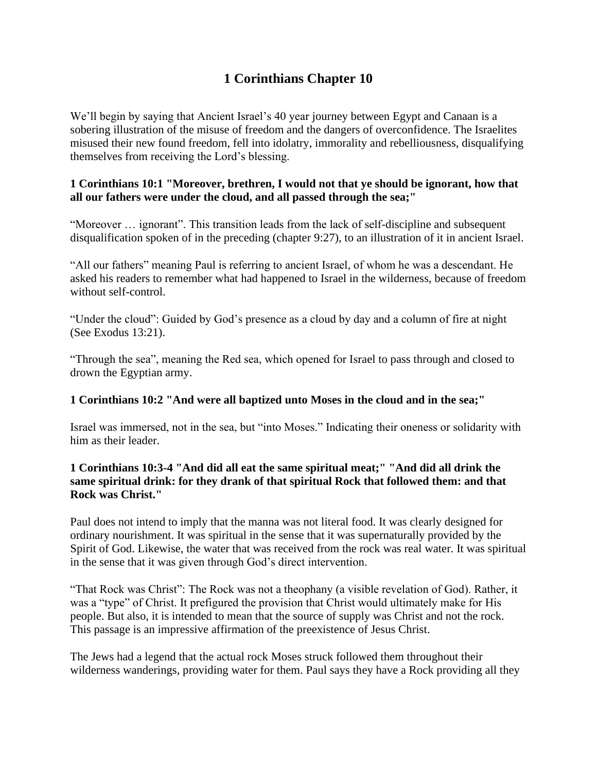# 1 Corinthians Chapter 10

We'll begin by saying that Ancient Israel's 40 year journey between Egypt and Canaan is a sobering illustration of the misuse of freedom and the dangers of overconfidence. The Israelites misused their new found freedom, fell into idolatry, immorality and rebelliousness, disqualifying themselves from receiving the Lord's blessing.

**1 Corinthians 10:1 "Moreover, brethren, I would not that ye should be ignorant, how that all our fathers were under the cloud, and all passed through the sea;"**

"Moreover … ignorant". This transition leads from the lack of self-discipline and subsequent disqualification spoken of in the preceding (chapter 9:27), to an illustration of it in ancient Israel.

"All our fathers" meaning Paul is referring to ancient Israel, of whom he was a descendant. He asked his readers to remember what had happened to Israel in the wilderness, because of freedom without self-control.

"Under the cloud": Guided by God's presence as a cloud by day and a column of fire at night (See Exodus 13:21).

"Through the sea", meaning the Red sea, which opened for Israel to pass through and closed to drown the Egyptian army.

**1 Corinthians 10:2 "And were all baptized unto Moses in the cloud and in the sea;"**

Israel was immersed, not in the sea, but "into Moses." Indicating their oneness or solidarity with him as their leader.

**1 Corinthians 10:3-4 "And did all eat the same spiritual meat;" "And did all drink the same spiritual drink: for they drank of that spiritual Rock that followed them: and that Rock was Christ."**

Paul does not intend to imply that the manna was not literal food. It was clearly designed for ordinary nourishment. It was spiritual in the sense that it was supernaturally provided by the Spirit of God. Likewise, the water that was received from the rock was real water. It was spiritual in the sense that it was given through God's direct intervention.

"That Rock was Christ": The Rock was not a theophany (a visible revelation of God). Rather, it was a "type" of Christ. It prefigured the provision that Christ would ultimately make for His people. But also, it is intended to mean that the source of supply was Christ and not the rock. This passage is an impressive affirmation of the preexistence of Jesus Christ.

The Jews had a legend that the actual rock Moses struck followed them throughout their wilderness wanderings, providing water for them. Paul says they have a Rock providing all they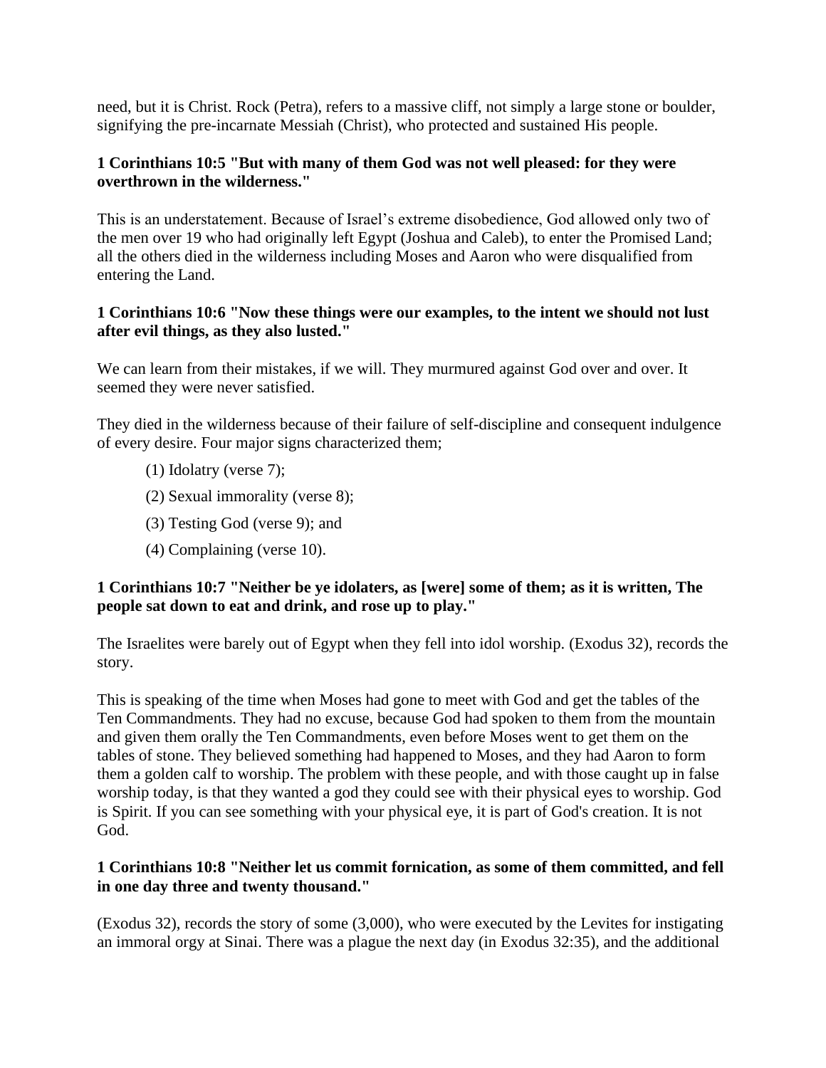need, but it is Christ. Rock (Petra), refers to a massive cliff, not simply a large stone or boulder, signifying the pre-incarnate Messiah (Christ), who protected and sustained His people.

**1 Corinthians 10:5 "But with many of them God was not well pleased: for they were overthrown in the wilderness."**

This is an understatement. Because of Israel's extreme disobedience, God allowed only two of the men over 19 who had originally left Egypt (Joshua and Caleb), to enter the Promised Land; all the others died in the wilderness including Moses and Aaron who were disqualified from entering the Land.

**1 Corinthians 10:6 "Now these things were our examples, to the intent we should not lust after evil things, as they also lusted."**

We can learn from their mistakes, if we will. They murmured against God over and over. It seemed they were never satisfied.

They died in the wilderness because of their failure of self-discipline and consequent indulgence of every desire. Four major signs characterized them;

(1) Idolatry (verse 7);

(2) Sexual immorality (verse 8);

(3) Testing God (verse 9); and

(4) Complaining (verse 10).

**1 Corinthians 10:7 "Neither be ye idolaters, as [were] some of them; as it is written, The people sat down to eat and drink, and rose up to play."**

The Israelites were barely out of Egypt when they fell into idol worship. (Exodus 32), records the story.

This is speaking of the time when Moses had gone to meet with God and get the tables of the Ten Commandments. They had no excuse, because God had spoken to them from the mountain and given them orally the Ten Commandments, even before Moses went to get them on the tables of stone. They believed something had happened to Moses, and they had Aaron to form them a golden calf to worship. The problem with these people, and with those caught up in false worship today, is that they wanted a god they could see with their physical eyes to worship. God is Spirit. If you can see something with your physical eye, it is part of God's creation. It is not God.

**1 Corinthians 10:8 "Neither let us commit fornication, as some of them committed, and fell in one day three and twenty thousand."**

(Exodus 32), records the story of some (3,000), who were executed by the Levites for instigating an immoral orgy at Sinai. There was a plague the next day (in Exodus 32:35), and the additional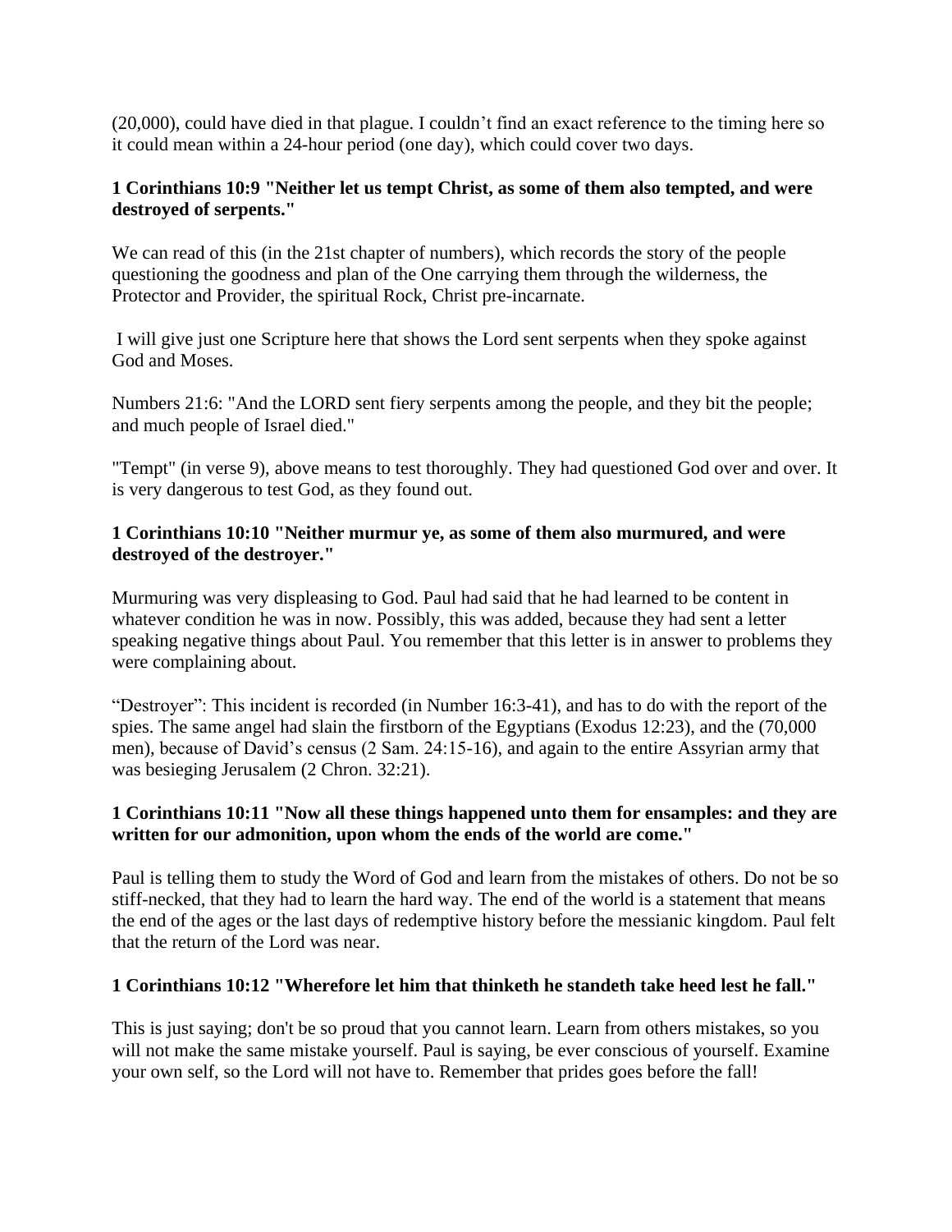(20,000), could have died in that plague. I couldn't find an exact reference to the timing here so it could mean within a 24-hour period (one day), which could cover two days.

**1 Corinthians 10:9 "Neither let us tempt Christ, as some of them also tempted, and were destroyed of serpents."**

We can read of this (in the 21st chapter of numbers), which records the story of the people questioning the goodness and plan of the One carrying them through the wilderness, the Protector and Provider, the spiritual Rock, Christ pre-incarnate.

I will give just one Scripture here that shows the Lord sent serpents when they spoke against God and Moses.

Numbers 21:6: "And the LORD sent fiery serpents among the people, and they bit the people; and much people of Israel died."

"Tempt" (in verse 9), above means to test thoroughly. They had questioned God over and over. It is very dangerous to test God, as they found out.

**1 Corinthians 10:10 "Neither murmur ye, as some of them also murmured, and were destroyed of the destroyer."**

Murmuring was very displeasing to God. Paul had said that he had learned to be content in whatever condition he was in now. Possibly, this was added, because they had sent a letter speaking negative things about Paul. You remember that this letter is in answer to problems they were complaining about.

"Destroyer": This incident is recorded (in Number 16:3-41), and has to do with the report of the spies. The same angel had slain the firstborn of the Egyptians (Exodus 12:23), and the (70,000 men), because of David's census (2 Sam. 24:15-16), and again to the entire Assyrian army that was besieging Jerusalem (2 Chron. 32:21).

**1 Corinthians 10:11 "Now all these things happened unto them for ensamples: and they are written for our admonition, upon whom the ends of the world are come."**

Paul is telling them to study the Word of God and learn from the mistakes of others. Do not be so stiff-necked, that they had to learn the hard way. The end of the world is a statement that means the end of the ages or the last days of redemptive history before the messianic kingdom. Paul felt that the return of the Lord was near.

**1 Corinthians 10:12 "Wherefore let him that thinketh he standeth take heed lest he fall."**

This is just saying; don't be so proud that you cannot learn. Learn from others mistakes, so you will not make the same mistake yourself. Paul is saying, be ever conscious of yourself. Examine your own self, so the Lord will not have to. Remember that prides goes before the fall!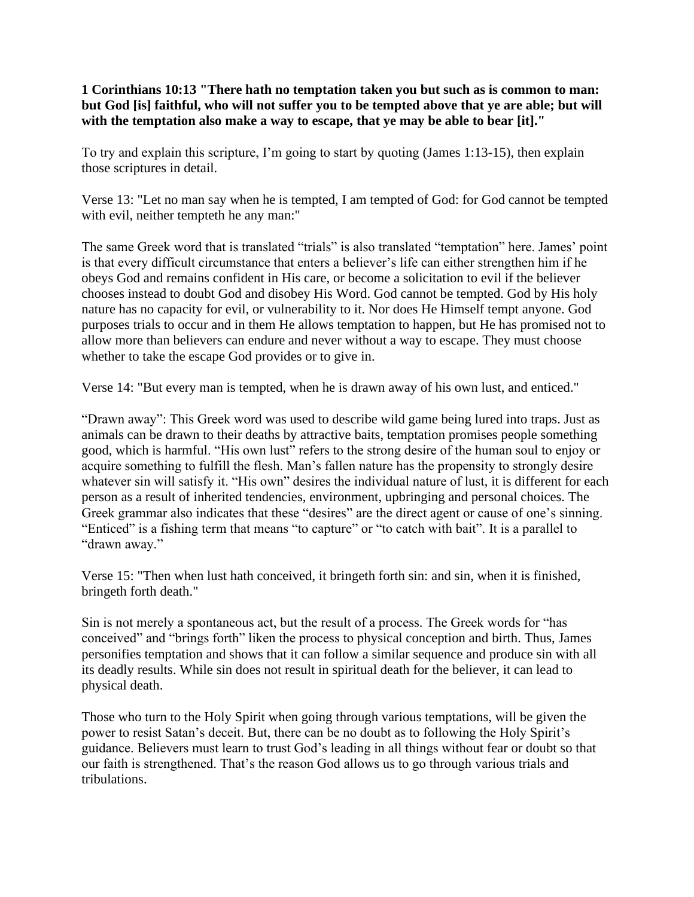**1 Corinthians 10:13 "There hath no temptation taken you but such as is common to man: but God [is] faithful, who will not suffer you to be tempted above that ye are able; but will with the temptation also make a way to escape, that ye may be able to bear [it]."**

To try and explain this scripture, I'm going to start by quoting (James 1:13-15), then explain those scriptures in detail.

Verse 13: "Let no man say when he is tempted, I am tempted of God: for God cannot be tempted with evil, neither tempteth he any man:"

The same Greek word that is translated "trials" is also translated "temptation" here. James' point is that every difficult circumstance that enters a believer's life can either strengthen him if he obeys God and remains confident in His care, or become a solicitation to evil if the believer chooses instead to doubt God and disobey His Word. God cannot be tempted. God by His holy nature has no capacity for evil, or vulnerability to it. Nor does He Himself tempt anyone. God purposes trials to occur and in them He allows temptation to happen, but He has promised not to allow more than believers can endure and never without a way to escape. They must choose whether to take the escape God provides or to give in.

Verse 14: "But every man is tempted, when he is drawn away of his own lust, and enticed."

"Drawn away": This Greek word was used to describe wild game being lured into traps. Just as animals can be drawn to their deaths by attractive baits, temptation promises people something good, which is harmful. "His own lust" refers to the strong desire of the human soul to enjoy or acquire something to fulfill the flesh. Man's fallen nature has the propensity to strongly desire whatever sin will satisfy it. "His own" desires the individual nature of lust, it is different for each person as a result of inherited tendencies, environment, upbringing and personal choices. The Greek grammar also indicates that these "desires" are the direct agent or cause of one's sinning. "Enticed" is a fishing term that means "to capture" or "to catch with bait". It is a parallel to "drawn away."

Verse 15: "Then when lust hath conceived, it bringeth forth sin: and sin, when it is finished, bringeth forth death."

Sin is not merely a spontaneous act, but the result of a process. The Greek words for "has conceived" and "brings forth" liken the process to physical conception and birth. Thus, James personifies temptation and shows that it can follow a similar sequence and produce sin with all its deadly results. While sin does not result in spiritual death for the believer, it can lead to physical death.

Those who turn to the Holy Spirit when going through various temptations, will be given the power to resist Satan's deceit. But, there can be no doubt as to following the Holy Spirit's guidance. Believers must learn to trust God's leading in all things without fear or doubt so that our faith is strengthened. That's the reason God allows us to go through various trials and tribulations.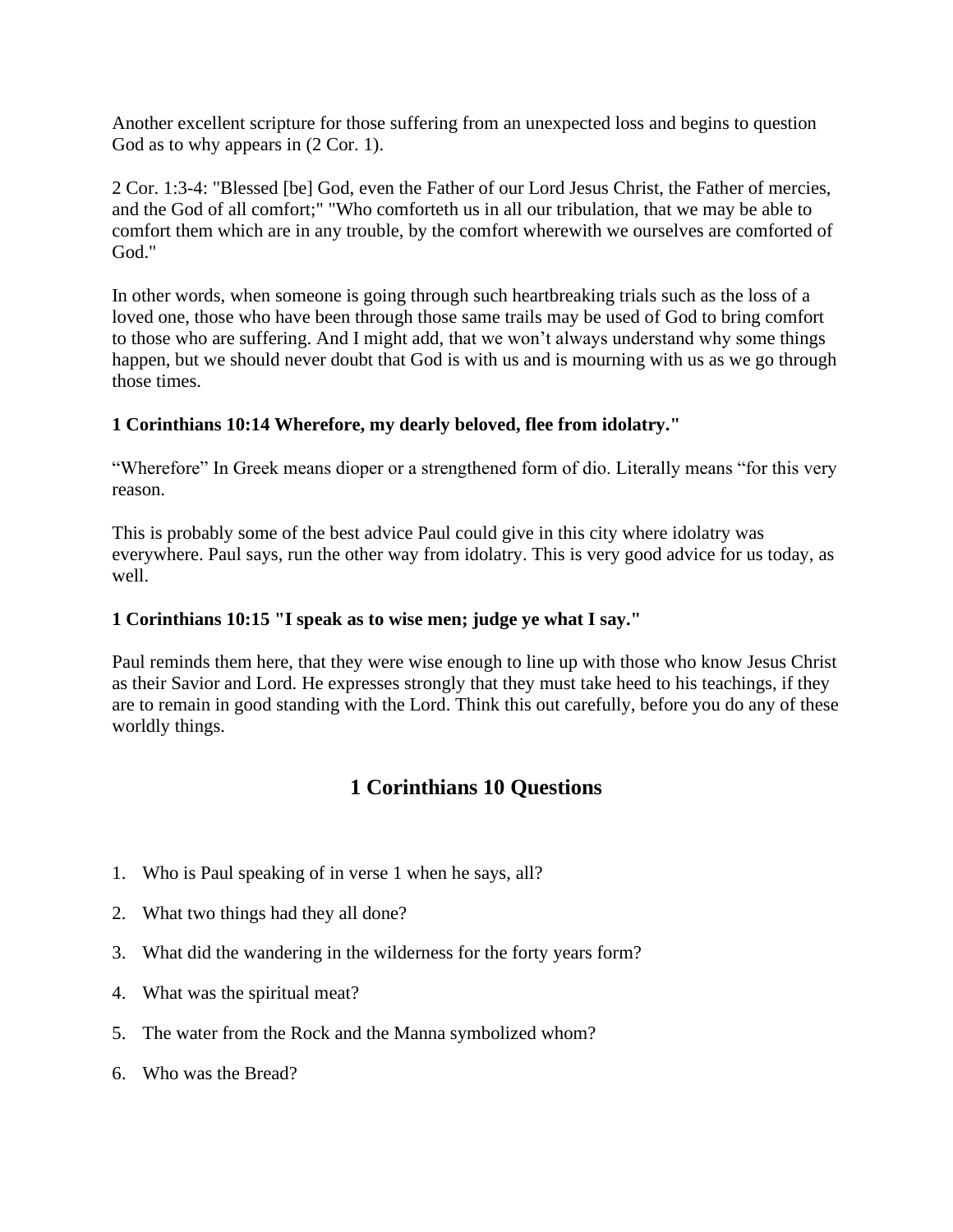Another excellent scripture for those suffering from an unexpected loss and begins to question God as to why appears in (2 Cor. 1).

2 Cor. 1:3-4: "Blessed [be] God, even the Father of our Lord Jesus Christ, the Father of mercies, and the God of all comfort;" "Who comforteth us in all our tribulation, that we may be able to comfort them which are in any trouble, by the comfort wherewith we ourselves are comforted of God."

In other words, when someone is going through such heartbreaking trials such as the loss of a loved one, those who have been through those same trails may be used of God to bring comfort to those who are suffering. And I might add, that we won't always understand why some things happen, but we should never doubt that God is with us and is mourning with us as we go through those times.

**1 Corinthians 10:14 Wherefore, my dearly beloved, flee from idolatry."**

"Wherefore" In Greek means dioper or a strengthened form of dio. Literally means "for this very reason.

This is probably some of the best advice Paul could give in this city where idolatry was everywhere. Paul says, run the other way from idolatry. This is very good advice for us today, as well.

**1 Corinthians 10:15 "I speak as to wise men; judge ye what I say."**

Paul reminds them here, that they were wise enough to line up with those who know Jesus Christ as their Savior and Lord. He expresses strongly that they must take heed to his teachings, if they are to remain in good standing with the Lord. Think this out carefully, before you do any of these worldly things.

## 1 Corinthians 10 Questions

1. Who is Paul speaking of in verse 1 when he says, all?
2. What two things had they all done?
3. What did the wandering in the wilderness for the forty years form?
4. What was the spiritual meat?
5. The water from the Rock and the Manna symbolized whom?
6. Who was the Bread?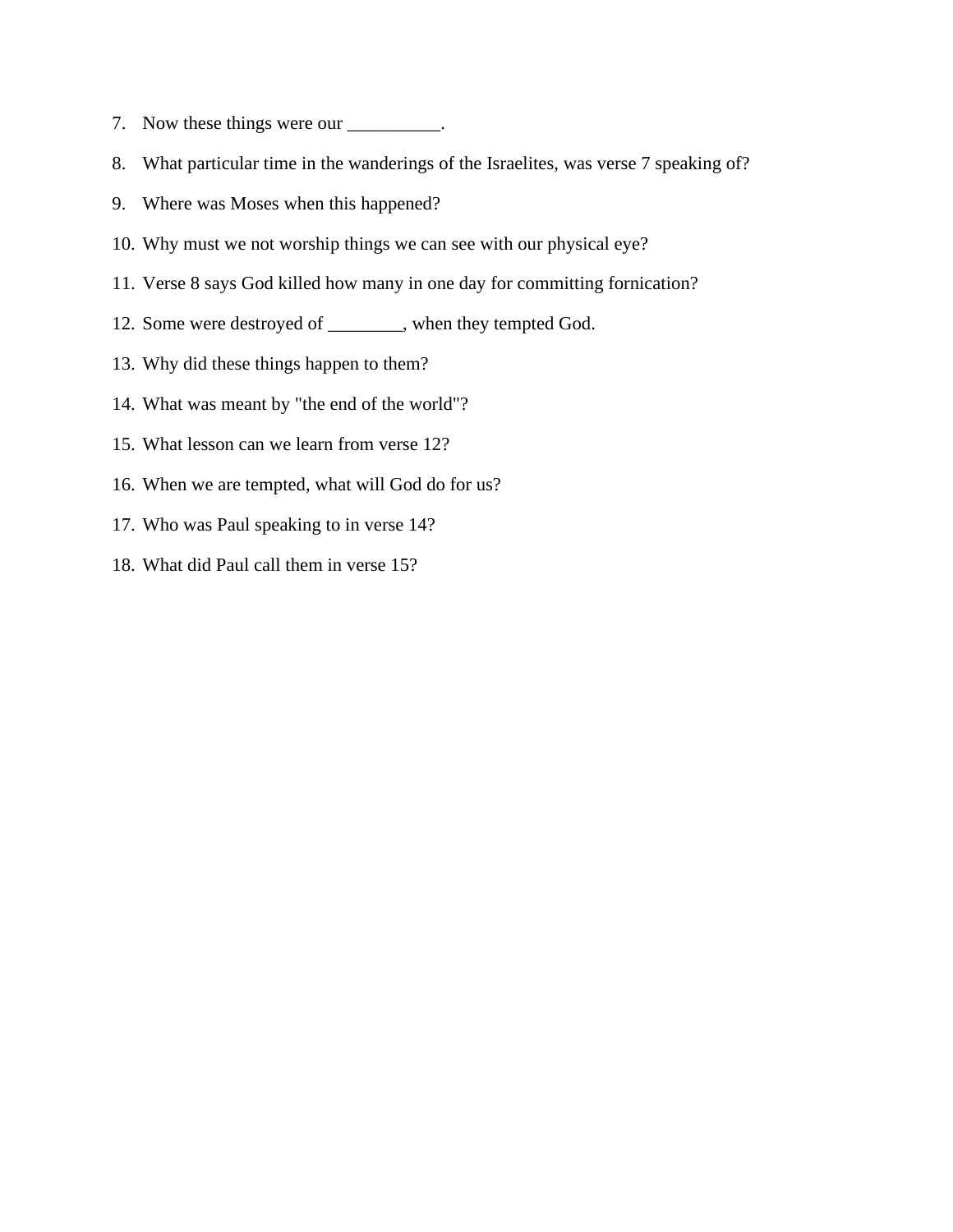7. Now these things were our __________.
8. What particular time in the wanderings of the Israelites, was verse 7 speaking of?
9. Where was Moses when this happened?
10. Why must we not worship things we can see with our physical eye?
11. Verse 8 says God killed how many in one day for committing fornication?
12. Some were destroyed of ________, when they tempted God.
13. Why did these things happen to them?
14. What was meant by "the end of the world"?
15. What lesson can we learn from verse 12?
16. When we are tempted, what will God do for us?
17. Who was Paul speaking to in verse 14?
18. What did Paul call them in verse 15?